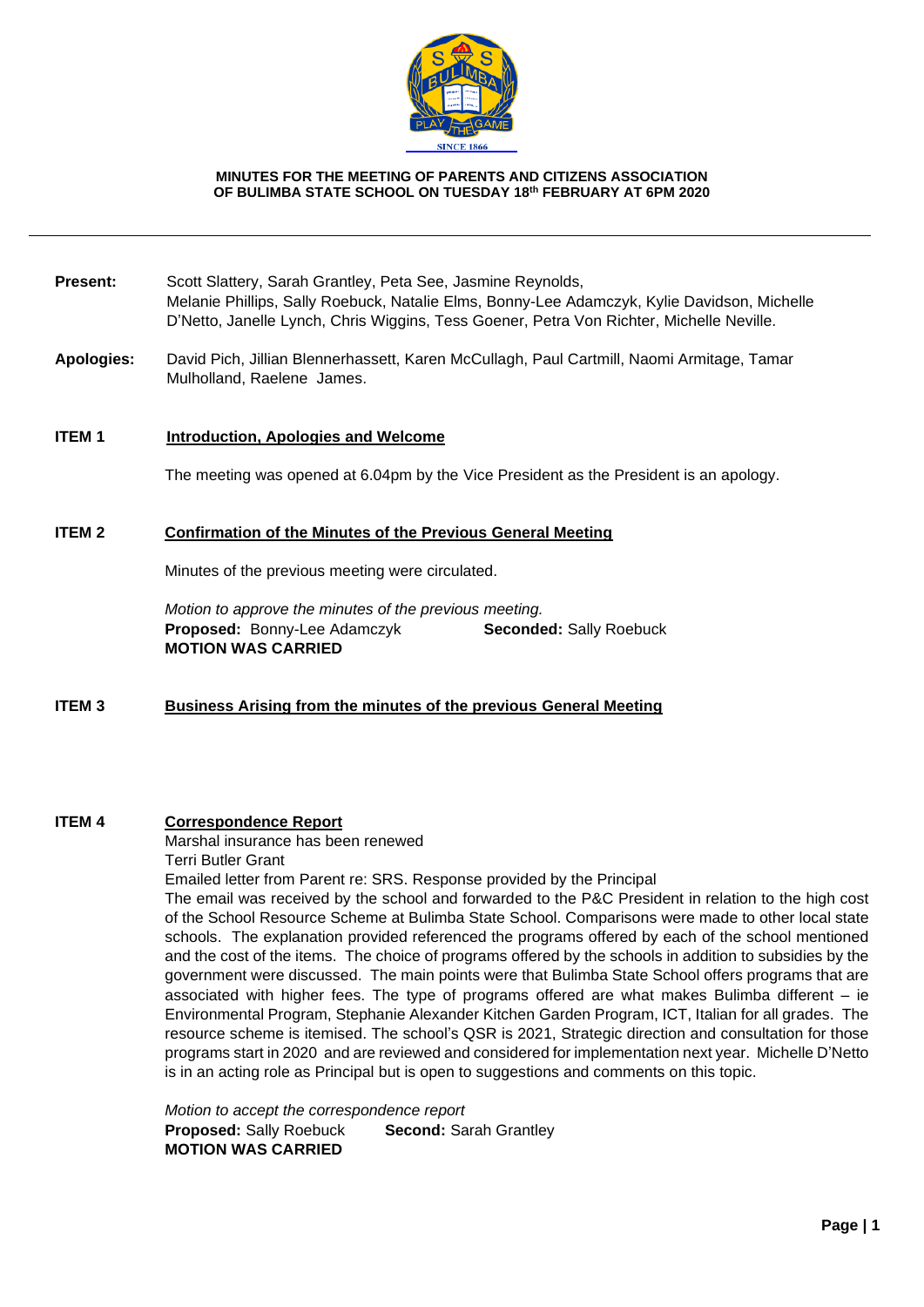**MINUTES FOR THE MEETING OF PARENTS AND CITIZENS ASSOCIATION OF BULIMBA STATE SCHOOL ON TUESDAY 18th FEBRUARY AT 6PM 2020**

---

**Present:** Scott Slattery, Sarah Grantley, Peta See, Jasmine Reynolds, Melanie Phillips, Sally Roebuck, Natalie Elms, Bonny-Lee Adamczyk, Kylie Davidson, Michelle D'Netto, Janelle Lynch, Chris Wiggins, Tess Goener, Petra Von Richter, Michelle Neville.

**Apologies:** David Pich, Jillian Blennerhassett, Karen McCullagh, Paul Cartmill, Naomi Armitage, Tamar Mulholland, Raelene James.

**ITEM 1** **Introduction, Apologies and Welcome**

The meeting was opened at 6.04pm by the Vice President as the President is an apology.

**ITEM 2** **Confirmation of the Minutes of the Previous General Meeting**

Minutes of the previous meeting were circulated.

*Motion to approve the minutes of the previous meeting.*
**Proposed:** Bonny-Lee Adamczyk **Seconded:** Sally Roebuck
**MOTION WAS CARRIED**

**ITEM 3** **Business Arising from the minutes of the previous General Meeting**

**ITEM 4** **Correspondence Report**

Marshal insurance has been renewed
Terri Butler Grant
Emailed letter from Parent re: SRS. Response provided by the Principal
The email was received by the school and forwarded to the P&C President in relation to the high cost of the School Resource Scheme at Bulimba State School. Comparisons were made to other local state schools. The explanation provided referenced the programs offered by each of the school mentioned and the cost of the items. The choice of programs offered by the schools in addition to subsidies by the government were discussed. The main points were that Bulimba State School offers programs that are associated with higher fees. The type of programs offered are what makes Bulimba different – ie Environmental Program, Stephanie Alexander Kitchen Garden Program, ICT, Italian for all grades. The resource scheme is itemised. The school's QSR is 2021, Strategic direction and consultation for those programs start in 2020 and are reviewed and considered for implementation next year. Michelle D'Netto is in an acting role as Principal but is open to suggestions and comments on this topic.

*Motion to accept the correspondence report*
**Proposed:** Sally Roebuck **Second:** Sarah Grantley
**MOTION WAS CARRIED**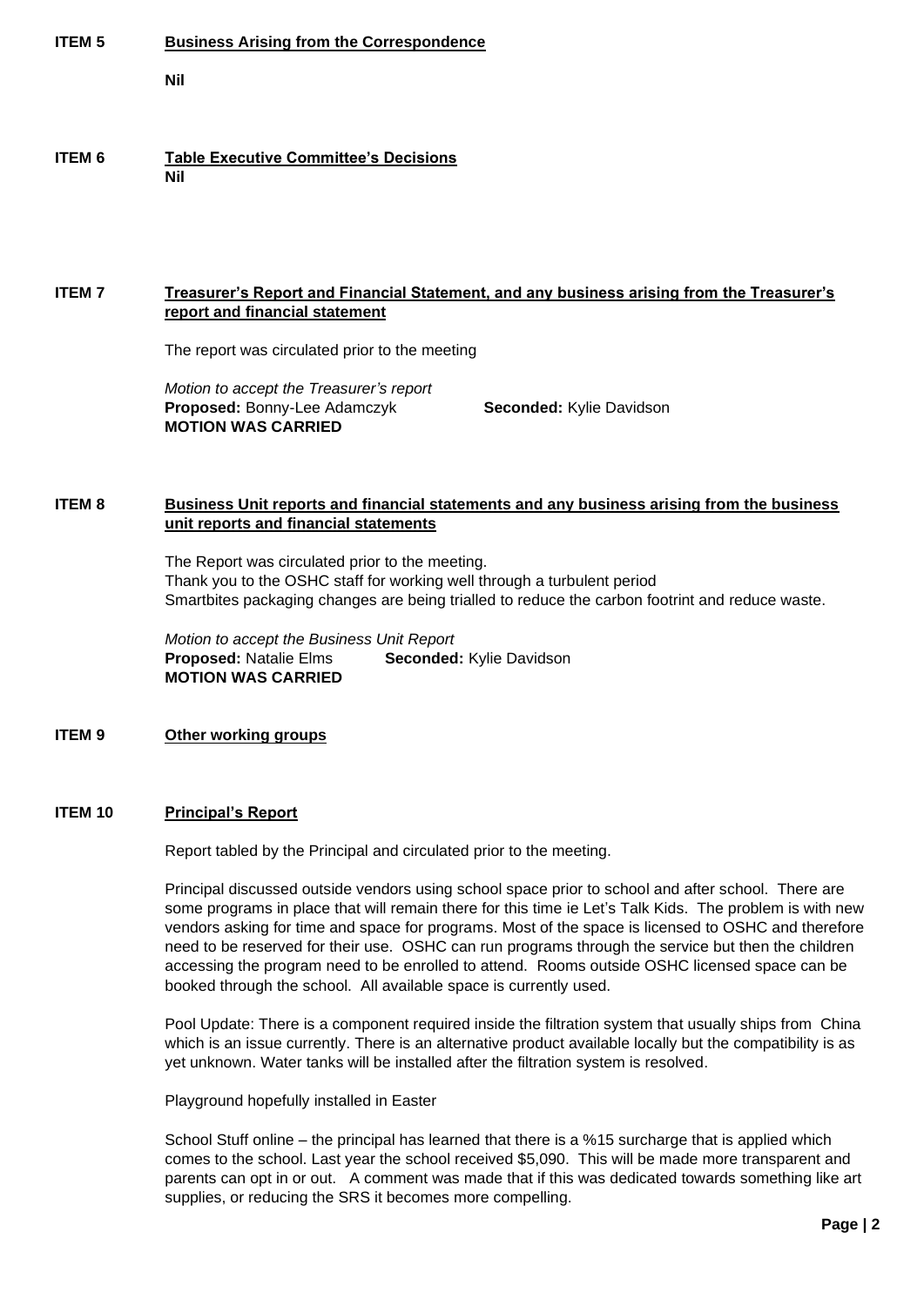**ITEM 5** **Business Arising from the Correspondence**

**Nil**

**ITEM 6** **Table Executive Committee's Decisions**

**Nil**

**ITEM 7** **Treasurer's Report and Financial Statement, and any business arising from the Treasurer's report and financial statement**

The report was circulated prior to the meeting

*Motion to accept the Treasurer's report*
**Proposed:** Bonny-Lee Adamczyk **Seconded:** Kylie Davidson
**MOTION WAS CARRIED**

**ITEM 8** **Business Unit reports and financial statements and any business arising from the business unit reports and financial statements**

The Report was circulated prior to the meeting.
Thank you to the OSHC staff for working well through a turbulent period
Smartbites packaging changes are being trialled to reduce the carbon footrint and reduce waste.

*Motion to accept the Business Unit Report*
**Proposed:** Natalie Elms **Seconded:** Kylie Davidson
**MOTION WAS CARRIED**

**ITEM 9** **Other working groups**

**ITEM 10** **Principal's Report**

Report tabled by the Principal and circulated prior to the meeting.

Principal discussed outside vendors using school space prior to school and after school. There are some programs in place that will remain there for this time ie Let's Talk Kids. The problem is with new vendors asking for time and space for programs. Most of the space is licensed to OSHC and therefore need to be reserved for their use. OSHC can run programs through the service but then the children accessing the program need to be enrolled to attend. Rooms outside OSHC licensed space can be booked through the school. All available space is currently used.

Pool Update: There is a component required inside the filtration system that usually ships from China which is an issue currently. There is an alternative product available locally but the compatibility is as yet unknown. Water tanks will be installed after the filtration system is resolved.

Playground hopefully installed in Easter

School Stuff online – the principal has learned that there is a %15 surcharge that is applied which comes to the school. Last year the school received $5,090. This will be made more transparent and parents can opt in or out. A comment was made that if this was dedicated towards something like art supplies, or reducing the SRS it becomes more compelling.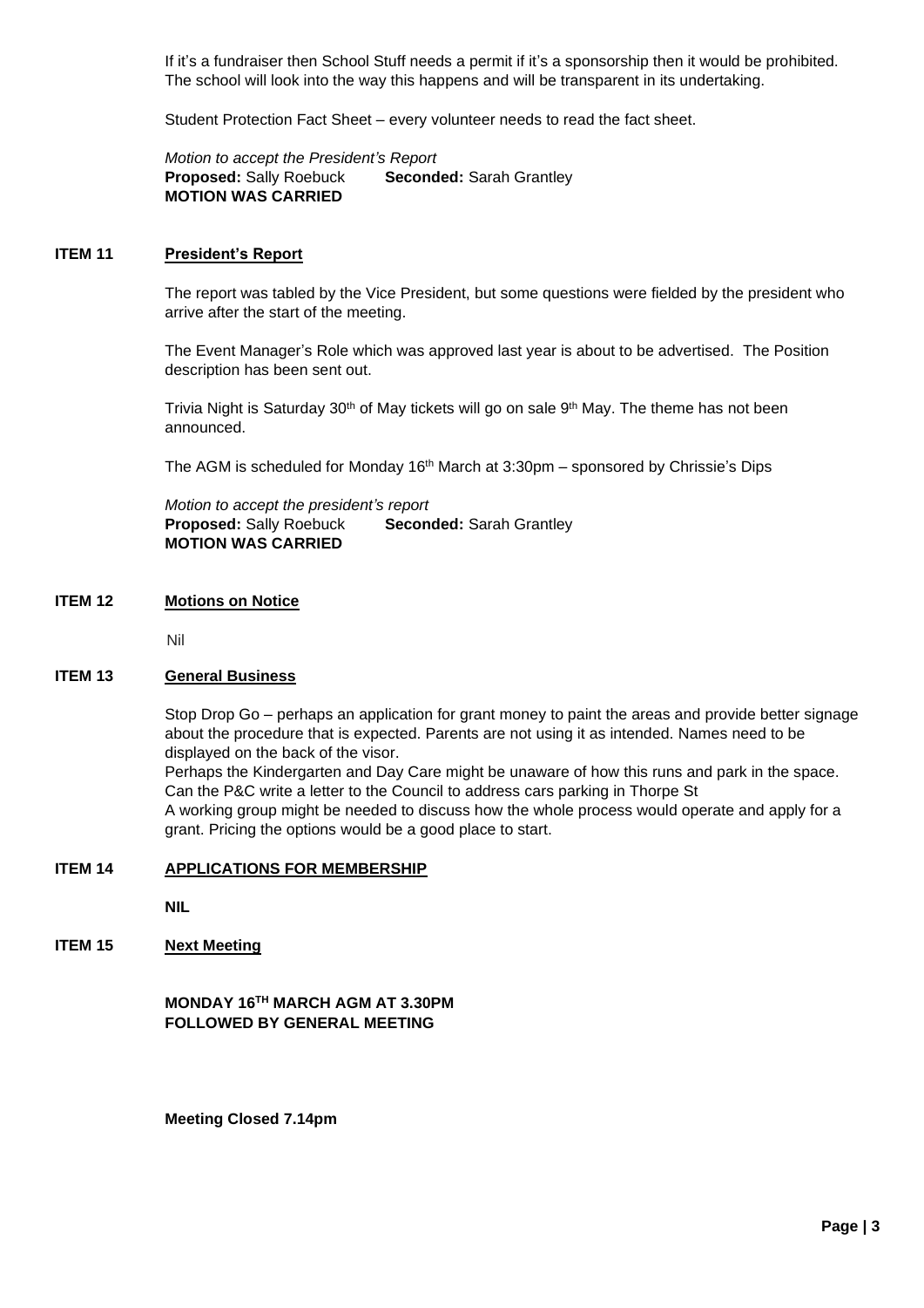If it's a fundraiser then School Stuff needs a permit if it's a sponsorship then it would be prohibited. The school will look into the way this happens and will be transparent in its undertaking.

Student Protection Fact Sheet – every volunteer needs to read the fact sheet.

*Motion to accept the President's Report*
**Proposed:** Sally Roebuck **Seconded:** Sarah Grantley
**MOTION WAS CARRIED**

## ITEM 11 President's Report

The report was tabled by the Vice President, but some questions were fielded by the president who arrive after the start of the meeting.

The Event Manager's Role which was approved last year is about to be advertised. The Position description has been sent out.

Trivia Night is Saturday 30th of May tickets will go on sale 9th May. The theme has not been announced.

The AGM is scheduled for Monday 16th March at 3:30pm – sponsored by Chrissie's Dips

*Motion to accept the president's report*
**Proposed:** Sally Roebuck **Seconded:** Sarah Grantley
**MOTION WAS CARRIED**

## ITEM 12 Motions on Notice

Nil

## ITEM 13 General Business

Stop Drop Go – perhaps an application for grant money to paint the areas and provide better signage about the procedure that is expected. Parents are not using it as intended. Names need to be displayed on the back of the visor.
Perhaps the Kindergarten and Day Care might be unaware of how this runs and park in the space.
Can the P&C write a letter to the Council to address cars parking in Thorpe St
A working group might be needed to discuss how the whole process would operate and apply for a grant. Pricing the options would be a good place to start.

## ITEM 14 APPLICATIONS FOR MEMBERSHIP

**NIL**

## ITEM 15 Next Meeting

**MONDAY 16TH MARCH AGM AT 3.30PM**
**FOLLOWED BY GENERAL MEETING**

**Meeting Closed 7.14pm**